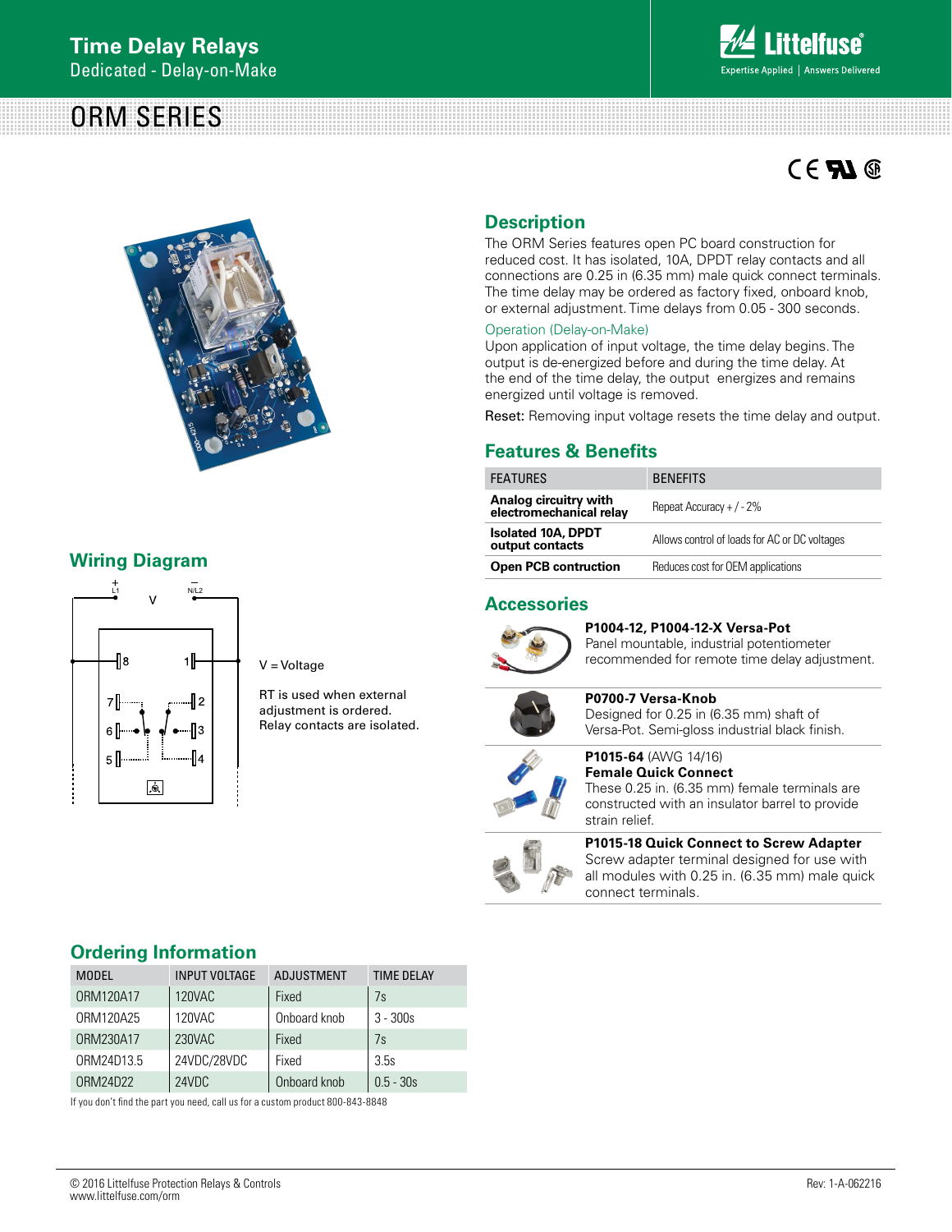# Time Delay Relays

Dedicated - Delay-on-Make

## ORM SERIES

## Description

The ORM Series features open PC board construction for reduced cost. It has isolated, 10A, DPDT relay contacts and all connections are 0.25 in (6.35 mm) male quick connect terminals. The time delay may be ordered as factory fixed, onboard knob, or external adjustment. Time delays from 0.05 - 300 seconds.

### Operation (Delay-on-Make)

Upon application of input voltage, the time delay begins. The output is de-energized before and during the time delay. At the end of the time delay, the output energizes and remains energized until voltage is removed.

Reset: Removing input voltage resets the time delay and output.

## Wiring Diagram

V = Voltage

RT is used when external adjustment is ordered. Relay contacts are isolated.

## Features & Benefits

| FEATURES | BENEFITS |
|---|---|
| **Analog circuitry with electromechanical relay** | Repeat Accuracy + / - 2% |
| **Isolated 10A, DPDT output contacts** | Allows control of loads for AC or DC voltages |
| **Open PCB contruction** | Reduces cost for OEM applications |

## Accessories

**P1004-12, P1004-12-X Versa-Pot**
Panel mountable, industrial potentiometer recommended for remote time delay adjustment.

**P0700-7 Versa-Knob**
Designed for 0.25 in (6.35 mm) shaft of Versa-Pot. Semi-gloss industrial black finish.

**P1015-64** (AWG 14/16)
**Female Quick Connect**
These 0.25 in. (6.35 mm) female terminals are constructed with an insulator barrel to provide strain relief.

**P1015-18 Quick Connect to Screw Adapter**
Screw adapter terminal designed for use with all modules with 0.25 in. (6.35 mm) male quick connect terminals.

## Ordering Information

| MODEL | INPUT VOLTAGE | ADJUSTMENT | TIME DELAY |
|---|---|---|---|
| ORM120A17 | 120VAC | Fixed | 7s |
| ORM120A25 | 120VAC | Onboard knob | 3 - 300s |
| ORM230A17 | 230VAC | Fixed | 7s |
| ORM24D13.5 | 24VDC/28VDC | Fixed | 3.5s |
| ORM24D22 | 24VDC | Onboard knob | 0.5 - 30s |

If you don't find the part you need, call us for a custom product 800-843-8848

© 2016 Littelfuse Protection Relays & Controls
www.littelfuse.com/orm

Rev: 1-A-062216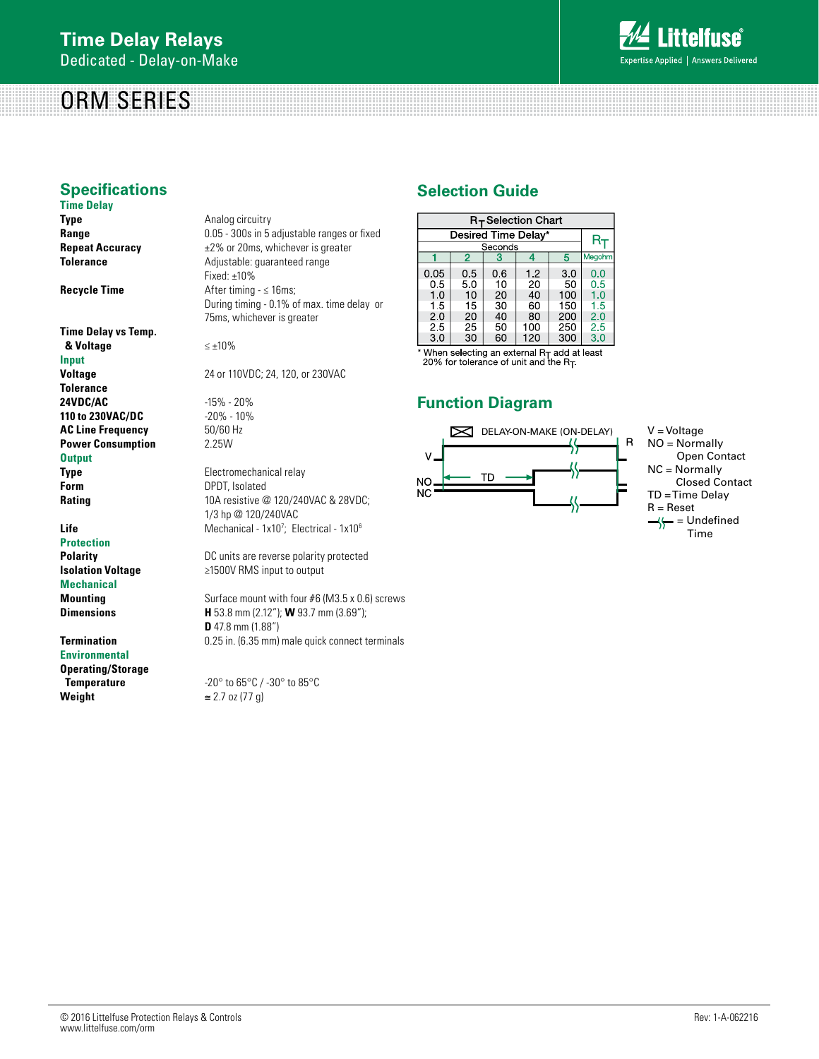# Time Delay Relays

Dedicated - Delay-on-Make

## ORM SERIES

## Specifications

| | |
|---|---|
| **Time Delay** | |
| **Type** | Analog circuitry |
| **Range** | 0.05 - 300s in 5 adjustable ranges or fixed |
| **Repeat Accuracy** | ±2% or 20ms, whichever is greater |
| **Tolerance** | Adjustable: guaranteed range<br>Fixed: ±10% |
| **Recycle Time** | After timing - ≤ 16ms;<br>During timing - 0.1% of max. time delay or 75ms, whichever is greater |
| **Time Delay vs Temp. & Voltage** | ≤ ±10% |
| **Input** | |
| **Voltage** | 24 or 110VDC; 24, 120, or 230VAC |
| **Tolerance** | |
| **24VDC/AC** | -15% - 20% |
| **110 to 230VAC/DC** | -20% - 10% |
| **AC Line Frequency** | 50/60 Hz |
| **Power Consumption** | 2.25W |
| **Output** | |
| **Type** | Electromechanical relay |
| **Form** | DPDT, Isolated |
| **Rating** | 10A resistive @ 120/240VAC & 28VDC;<br>1/3 hp @ 120/240VAC |
| **Life** | Mechanical - $1x10^7$; Electrical - $1x10^6$ |
| **Protection** | |
| **Polarity** | DC units are reverse polarity protected |
| **Isolation Voltage** | ≥1500V RMS input to output |
| **Mechanical** | |
| **Mounting** | Surface mount with four #6 (M3.5 x 0.6) screws |
| **Dimensions** | **H** 53.8 mm (2.12"); **W** 93.7 mm (3.69");<br>**D** 47.8 mm (1.88") |
| **Termination** | 0.25 in. (6.35 mm) male quick connect terminals |
| **Environmental** | |
| **Operating/Storage Temperature** | -20° to 65°C / -30° to 85°C |
| **Weight** | ≅ 2.7 oz (77 g) |

## Selection Guide

$R_T$ Selection Chart

| Desired Time Delay* (Seconds) | | | | | $R_T$ |
|---|---|---|---|---|---|
| 1 | 2 | 3 | 4 | 5 | Megohm |
| 0.05 | 0.5 | 0.6 | 1.2 | 3.0 | 0.0 |
| 0.5 | 5.0 | 10 | 20 | 50 | 0.5 |
| 1.0 | 10 | 20 | 40 | 100 | 1.0 |
| 1.5 | 15 | 30 | 60 | 150 | 1.5 |
| 2.0 | 20 | 40 | 80 | 200 | 2.0 |
| 2.5 | 25 | 50 | 100 | 250 | 2.5 |
| 3.0 | 30 | 60 | 120 | 300 | 3.0 |

\* When selecting an external $R_T$ add at least 20% for tolerance of unit and the $R_T$.

## Function Diagram

DELAY-ON-MAKE (ON-DELAY)

V

NO

NC

TD

R

V = Voltage
NO = Normally Open Contact
NC = Normally Closed Contact
TD = Time Delay
R = Reset
= Undefined Time

© 2016 Littelfuse Protection Relays & Controls
www.littelfuse.com/orm

Rev: 1-A-062216